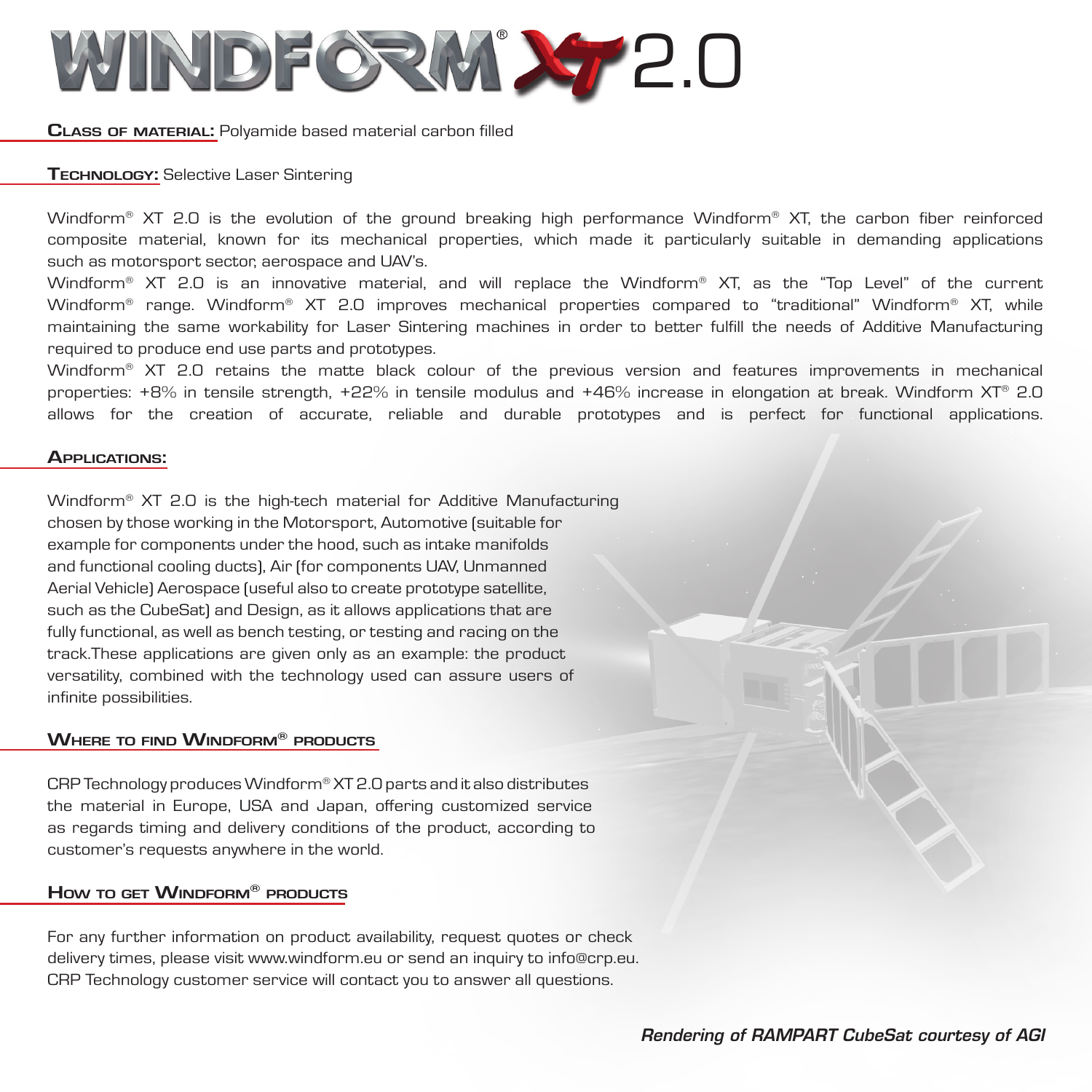# WINDFORM® XT 2.0

**CLASS OF MATERIAL:** Polyamide based material carbon filled

**TECHNOLOGY:** Selective Laser Sintering

Windform® XT 2.0 is the evolution of the ground breaking high performance Windform® XT, the carbon fiber reinforced composite material, known for its mechanical properties, which made it particularly suitable in demanding applications such as motorsport sector, aerospace and UAV's.

Windform® XT 2.0 is an innovative material, and will replace the Windform® XT, as the "Top Level" of the current Windform® range. Windform® XT 2.0 improves mechanical properties compared to "traditional" Windform® XT, while maintaining the same workability for Laser Sintering machines in order to better fulfill the needs of Additive Manufacturing required to produce end use parts and prototypes.

Windform® XT 2.0 retains the matte black colour of the previous version and features improvements in mechanical properties: +8% in tensile strength, +22% in tensile modulus and +46% increase in elongation at break. Windform XT® 2.0 allows for the creation of accurate, reliable and durable prototypes and is perfect for functional applications.

## APPLICATIONS:

Windform® XT 2.0 is the high-tech material for Additive Manufacturing chosen by those working in the Motorsport, Automotive (suitable for example for components under the hood, such as intake manifolds and functional cooling ducts), Air (for components UAV, Unmanned Aerial Vehicle) Aerospace (useful also to create prototype satellite, such as the CubeSat) and Design, as it allows applications that are fully functional, as well as bench testing, or testing and racing on the track.These applications are given only as an example: the product versatility, combined with the technology used can assure users of infinite possibilities.

## WHERE TO FIND WINDFORM® PRODUCTS

CRP Technology produces Windform® XT 2.0 parts and it also distributes the material in Europe, USA and Japan, offering customized service as regards timing and delivery conditions of the product, according to customer's requests anywhere in the world.

## HOW TO GET WINDFORM® PRODUCTS

For any further information on product availability, request quotes or check delivery times, please visit www.windform.eu or send an inquiry to info@crp.eu. CRP Technology customer service will contact you to answer all questions.

*Rendering of RAMPART CubeSat courtesy of AGI*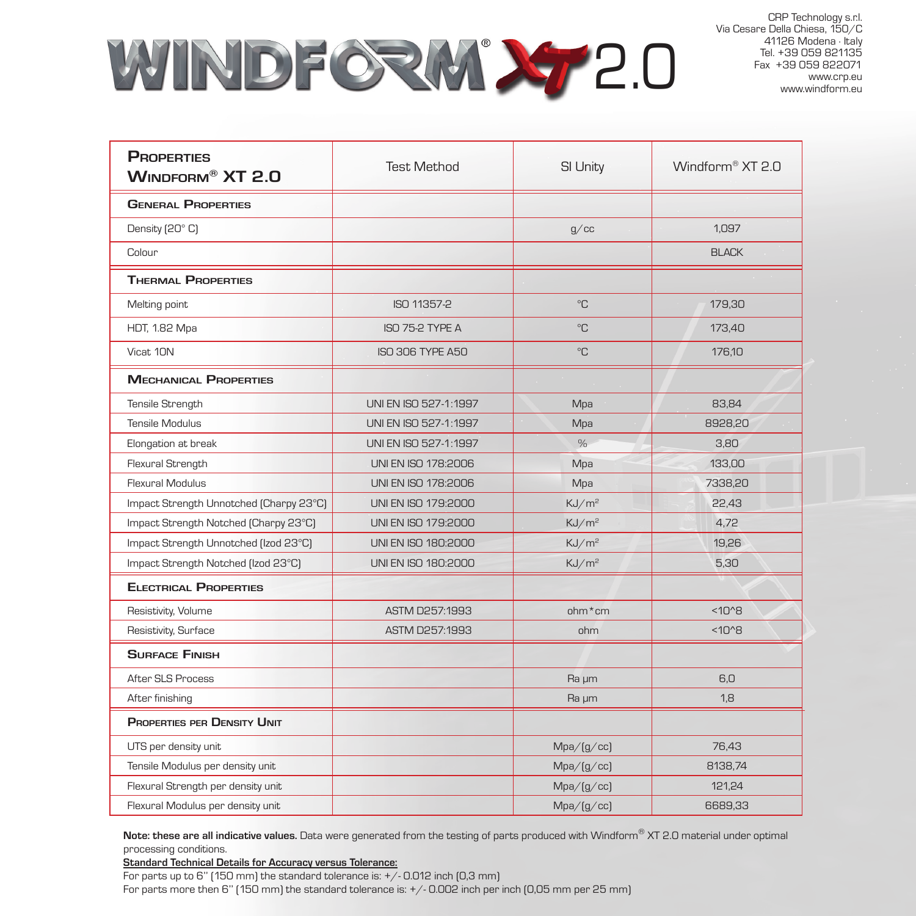# WINDFORM® XT 2.0

CRP Technology s.r.l.
Via Cesare Della Chiesa, 150/C
41126 Modena · Italy
Tel. +39 059 821135
Fax +39 059 822071
www.crp.eu
www.windform.eu

| **Properties Windform® XT 2.0** | Test Method | SI Unity | Windform® XT 2.0 |
|---|---|---|---|
| **General Properties** | | | |
| Density (20° C) | | g/cc | 1,097 |
| Colour | | | BLACK |
| **Thermal Properties** | | | |
| Melting point | ISO 11357-2 | °C | 179,30 |
| HDT, 1.82 Mpa | ISO 75-2 TYPE A | °C | 173,40 |
| Vicat 10N | ISO 306 TYPE A50 | °C | 176,10 |
| **Mechanical Properties** | | | |
| Tensile Strength | UNI EN ISO 527-1:1997 | Mpa | 83,84 |
| Tensile Modulus | UNI EN ISO 527-1:1997 | Mpa | 8928,20 |
| Elongation at break | UNI EN ISO 527-1:1997 | % | 3,80 |
| Flexural Strength | UNI EN ISO 178:2006 | Mpa | 133,00 |
| Flexural Modulus | UNI EN ISO 178:2006 | Mpa | 7338,20 |
| Impact Strength Unnotched (Charpy 23°C) | UNI EN ISO 179:2000 | KJ/m² | 22,43 |
| Impact Strength Notched (Charpy 23°C) | UNI EN ISO 179:2000 | KJ/m² | 4,72 |
| Impact Strength Unnotched (Izod 23°C) | UNI EN ISO 180:2000 | KJ/m² | 19,26 |
| Impact Strength Notched (Izod 23°C) | UNI EN ISO 180:2000 | KJ/m² | 5,30 |
| **Electrical Properties** | | | |
| Resistivity, Volume | ASTM D257:1993 | ohm*cm | <10^8 |
| Resistivity, Surface | ASTM D257:1993 | ohm | <10^8 |
| **Surface Finish** | | | |
| After SLS Process | | Ra µm | 6,0 |
| After finishing | | Ra µm | 1,8 |
| **Properties per Density Unit** | | | |
| UTS per density unit | | Mpa/(g/cc) | 76,43 |
| Tensile Modulus per density unit | | Mpa/(g/cc) | 8138,74 |
| Flexural Strength per density unit | | Mpa/(g/cc) | 121,24 |
| Flexural Modulus per density unit | | Mpa/(g/cc) | 6689,33 |

**Note: these are all indicative values.** Data were generated from the testing of parts produced with Windform® XT 2.0 material under optimal processing conditions.

**Standard Technical Details for Accuracy versus Tolerance:**

For parts up to 6" (150 mm) the standard tolerance is: +/- 0.012 inch (0,3 mm)

For parts more then 6" (150 mm) the standard tolerance is: +/- 0.002 inch per inch (0,05 mm per 25 mm)